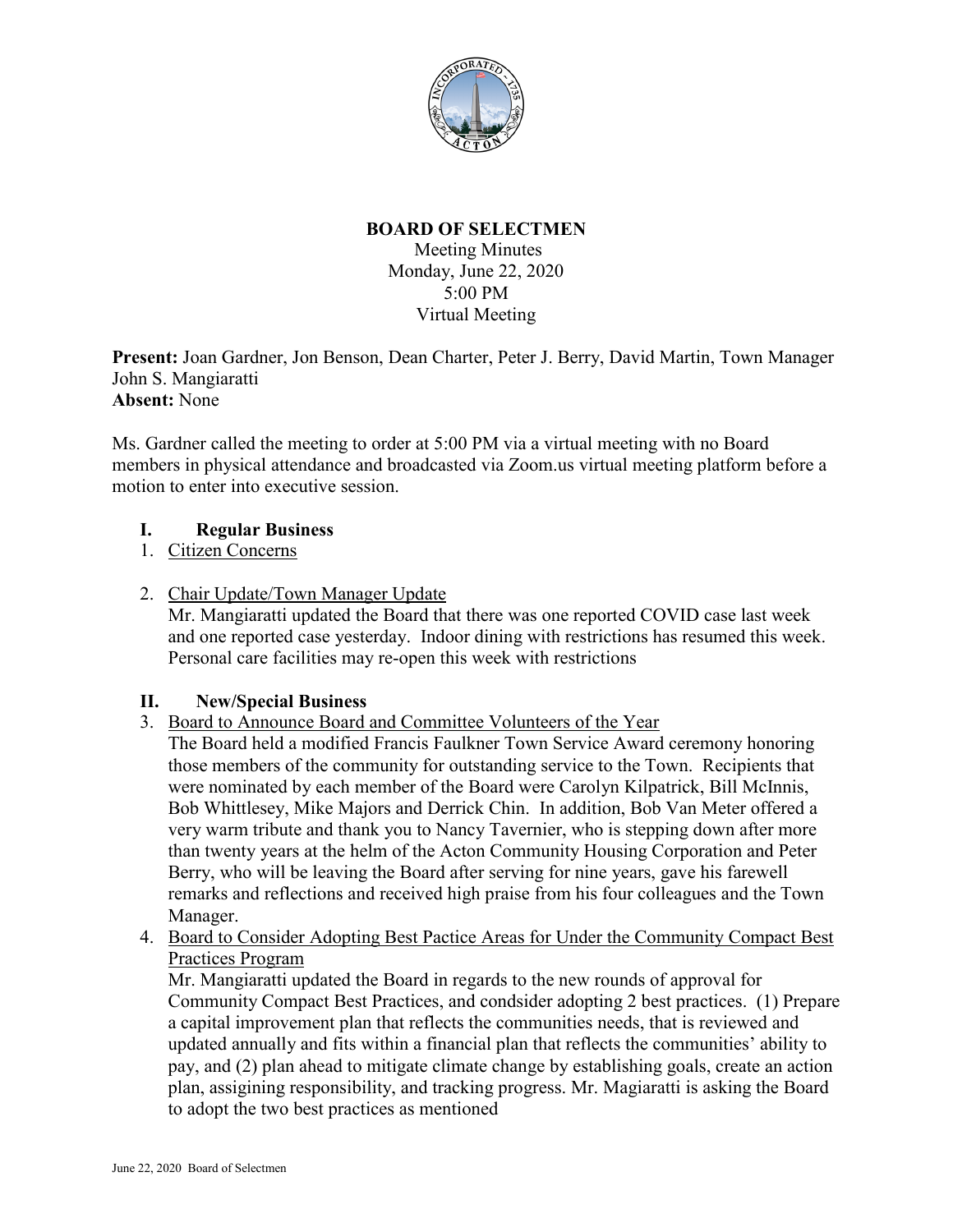**BOARD OF SELECTMEN**

Meeting Minutes
Monday, June 22, 2020
5:00 PM
Virtual Meeting

**Present:** Joan Gardner, Jon Benson, Dean Charter, Peter J. Berry, David Martin, Town Manager John S. Mangiaratti
**Absent:** None

Ms. Gardner called the meeting to order at 5:00 PM via a virtual meeting with no Board members in physical attendance and broadcasted via Zoom.us virtual meeting platform before a motion to enter into executive session.

## I. Regular Business

1. Citizen Concerns

2. Chair Update/Town Manager Update
   Mr. Mangiaratti updated the Board that there was one reported COVID case last week and one reported case yesterday. Indoor dining with restrictions has resumed this week. Personal care facilities may re-open this week with restrictions

## II. New/Special Business

3. Board to Announce Board and Committee Volunteers of the Year
   The Board held a modified Francis Faulkner Town Service Award ceremony honoring those members of the community for outstanding service to the Town. Recipients that were nominated by each member of the Board were Carolyn Kilpatrick, Bill McInnis, Bob Whittlesey, Mike Majors and Derrick Chin. In addition, Bob Van Meter offered a very warm tribute and thank you to Nancy Tavernier, who is stepping down after more than twenty years at the helm of the Acton Community Housing Corporation and Peter Berry, who will be leaving the Board after serving for nine years, gave his farewell remarks and reflections and received high praise from his four colleagues and the Town Manager.

4. Board to Consider Adopting Best Pactice Areas for Under the Community Compact Best Practices Program
   Mr. Mangiaratti updated the Board in regards to the new rounds of approval for Community Compact Best Practices, and condsider adopting 2 best practices. (1) Prepare a capital improvement plan that reflects the communities needs, that is reviewed and updated annually and fits within a financial plan that reflects the communities' ability to pay, and (2) plan ahead to mitigate climate change by establishing goals, create an action plan, assigining responsibility, and tracking progress. Mr. Magiaratti is asking the Board to adopt the two best practices as mentioned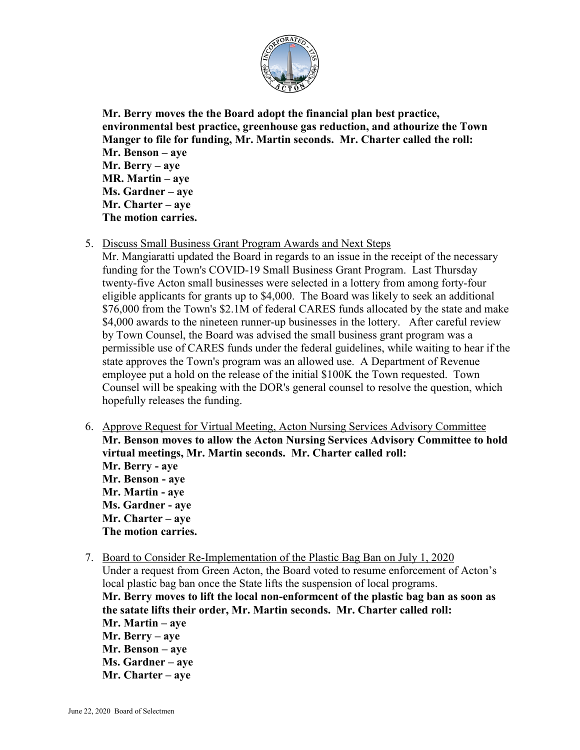**Mr. Berry moves the the Board adopt the financial plan best practice, environmental best practice, greenhouse gas reduction, and athourize the Town Manger to file for funding, Mr. Martin seconds. Mr. Charter called the roll:**
**Mr. Benson – aye**
**Mr. Berry – aye**
**MR. Martin – aye**
**Ms. Gardner – aye**
**Mr. Charter – aye**
**The motion carries.**

5. Discuss Small Business Grant Program Awards and Next Steps
   Mr. Mangiaratti updated the Board in regards to an issue in the receipt of the necessary funding for the Town's COVID-19 Small Business Grant Program. Last Thursday twenty-five Acton small businesses were selected in a lottery from among forty-four eligible applicants for grants up to $4,000. The Board was likely to seek an additional $76,000 from the Town's $2.1M of federal CARES funds allocated by the state and make $4,000 awards to the nineteen runner-up businesses in the lottery. After careful review by Town Counsel, the Board was advised the small business grant program was a permissible use of CARES funds under the federal guidelines, while waiting to hear if the state approves the Town's program was an allowed use. A Department of Revenue employee put a hold on the release of the initial $100K the Town requested. Town Counsel will be speaking with the DOR's general counsel to resolve the question, which hopefully releases the funding.

6. Approve Request for Virtual Meeting, Acton Nursing Services Advisory Committee
   **Mr. Benson moves to allow the Acton Nursing Services Advisory Committee to hold virtual meetings, Mr. Martin seconds. Mr. Charter called roll:**
   **Mr. Berry - aye**
   **Mr. Benson - aye**
   **Mr. Martin - aye**
   **Ms. Gardner - aye**
   **Mr. Charter – aye**
   **The motion carries.**

7. Board to Consider Re-Implementation of the Plastic Bag Ban on July 1, 2020
   Under a request from Green Acton, the Board voted to resume enforcement of Acton's local plastic bag ban once the State lifts the suspension of local programs.
   **Mr. Berry moves to lift the local non-enformcent of the plastic bag ban as soon as the satate lifts their order, Mr. Martin seconds. Mr. Charter called roll:**
   **Mr. Martin – aye**
   **Mr. Berry – aye**
   **Mr. Benson – aye**
   **Ms. Gardner – aye**
   **Mr. Charter – aye**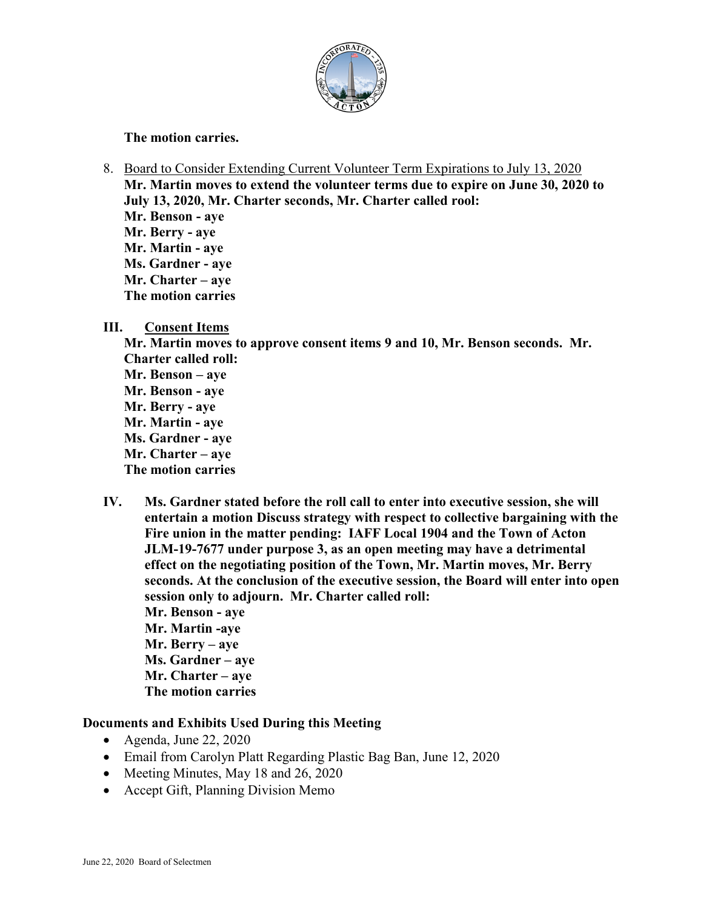**The motion carries.**

8. Board to Consider Extending Current Volunteer Term Expirations to July 13, 2020
   **Mr. Martin moves to extend the volunteer terms due to expire on June 30, 2020 to July 13, 2020, Mr. Charter seconds, Mr. Charter called rool:**
   **Mr. Benson - aye**
   **Mr. Berry - aye**
   **Mr. Martin - aye**
   **Ms. Gardner - aye**
   **Mr. Charter – aye**
   **The motion carries**

**III. Consent Items**

**Mr. Martin moves to approve consent items 9 and 10, Mr. Benson seconds. Mr. Charter called roll:**
**Mr. Benson – aye**
**Mr. Benson - aye**
**Mr. Berry - aye**
**Mr. Martin - aye**
**Ms. Gardner - aye**
**Mr. Charter – aye**
**The motion carries**

**IV. Ms. Gardner stated before the roll call to enter into executive session, she will entertain a motion Discuss strategy with respect to collective bargaining with the Fire union in the matter pending: IAFF Local 1904 and the Town of Acton JLM-19-7677 under purpose 3, as an open meeting may have a detrimental effect on the negotiating position of the Town, Mr. Martin moves, Mr. Berry seconds. At the conclusion of the executive session, the Board will enter into open session only to adjourn. Mr. Charter called roll:**
**Mr. Benson - aye**
**Mr. Martin -aye**
**Mr. Berry – aye**
**Ms. Gardner – aye**
**Mr. Charter – aye**
**The motion carries**

**Documents and Exhibits Used During this Meeting**

- Agenda, June 22, 2020
- Email from Carolyn Platt Regarding Plastic Bag Ban, June 12, 2020
- Meeting Minutes, May 18 and 26, 2020
- Accept Gift, Planning Division Memo